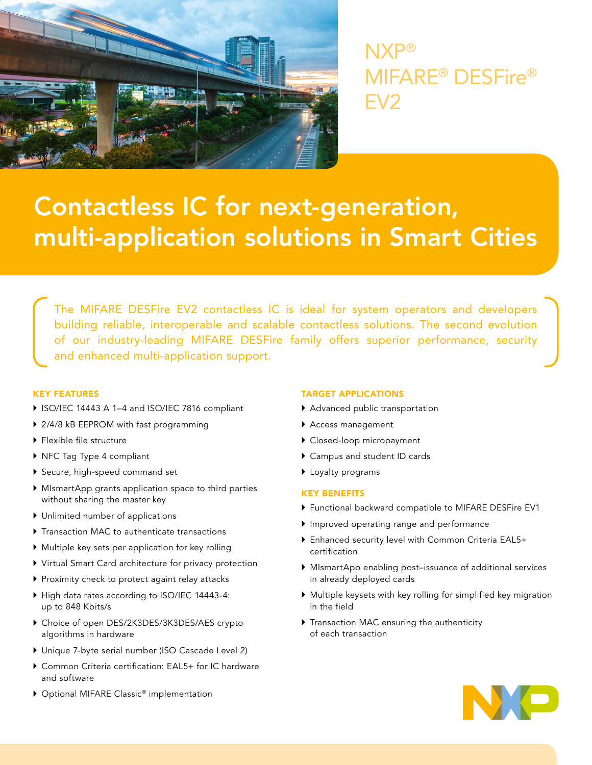# NXP® MIFARE® DESFire® EV2

## Contactless IC for next-generation, multi-application solutions in Smart Cities

The MIFARE DESFire EV2 contactless IC is ideal for system operators and developers building reliable, interoperable and scalable contactless solutions. The second evolution of our industry-leading MIFARE DESFire family offers superior performance, security and enhanced multi-application support.

### KEY FEATURES

- ISO/IEC 14443 A 1–4 and ISO/IEC 7816 compliant
- 2/4/8 kB EEPROM with fast programming
- Flexible file structure
- NFC Tag Type 4 compliant
- Secure, high-speed command set
- MIsmartApp grants application space to third parties without sharing the master key
- Unlimited number of applications
- Transaction MAC to authenticate transactions
- Multiple key sets per application for key rolling
- Virtual Smart Card architecture for privacy protection
- Proximity check to protect againt relay attacks
- High data rates according to ISO/IEC 14443-4: up to 848 Kbits/s
- Choice of open DES/2K3DES/3K3DES/AES crypto algorithms in hardware
- Unique 7-byte serial number (ISO Cascade Level 2)
- Common Criteria certification: EAL5+ for IC hardware and software
- Optional MIFARE Classic® implementation

### TARGET APPLICATIONS

- Advanced public transportation
- Access management
- Closed-loop micropayment
- Campus and student ID cards
- Loyalty programs

### KEY BENEFITS

- Functional backward compatible to MIFARE DESFire EV1
- Improved operating range and performance
- Enhanced security level with Common Criteria EAL5+ certification
- MIsmartApp enabling post–issuance of additional services in already deployed cards
- Multiple keysets with key rolling for simplified key migration in the field
- Transaction MAC ensuring the authenticity of each transaction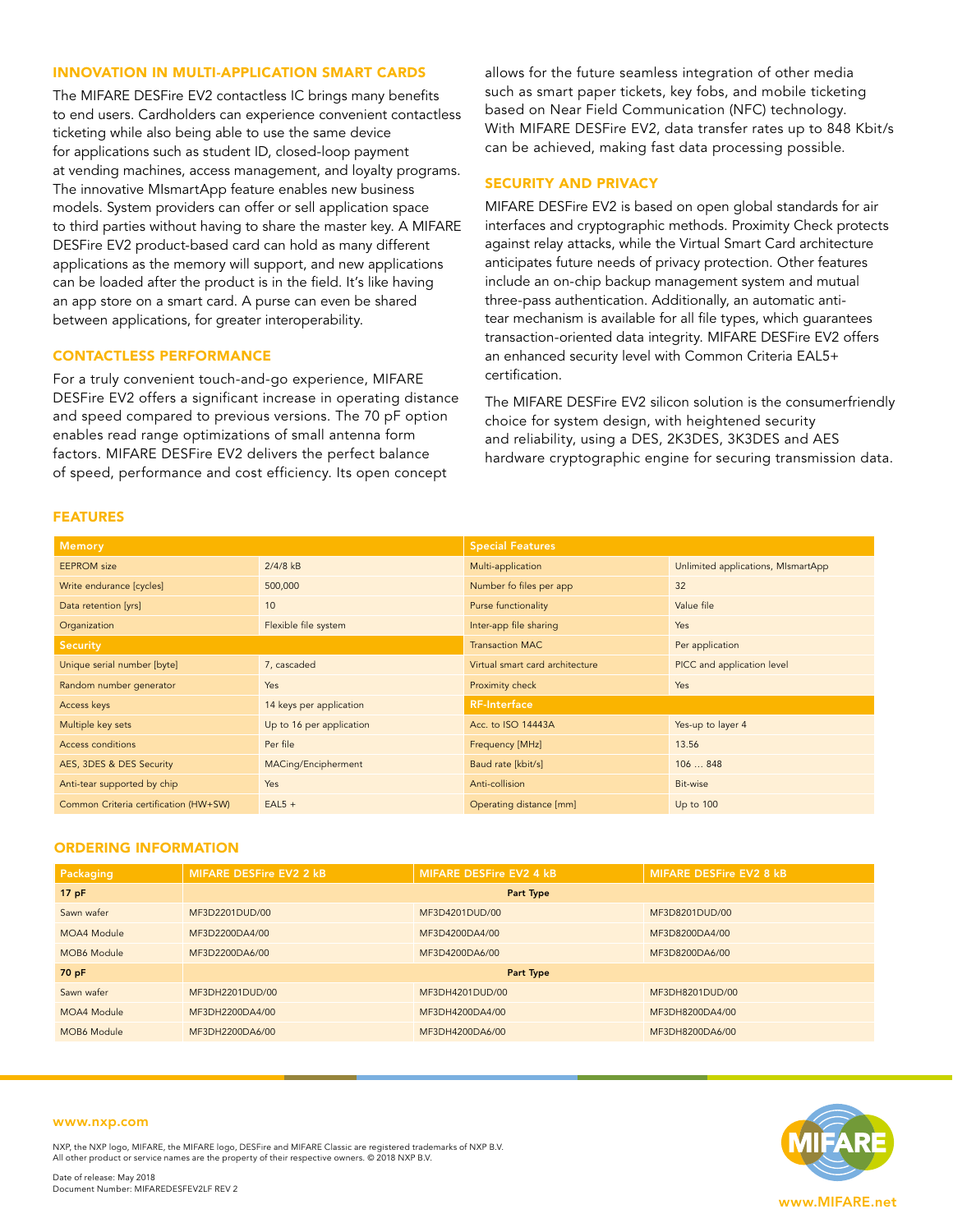## INNOVATION IN MULTI-APPLICATION SMART CARDS

The MIFARE DESFire EV2 contactless IC brings many benefits to end users. Cardholders can experience convenient contactless ticketing while also being able to use the same device for applications such as student ID, closed-loop payment at vending machines, access management, and loyalty programs. The innovative MIsmartApp feature enables new business models. System providers can offer or sell application space to third parties without having to share the master key. A MIFARE DESFire EV2 product-based card can hold as many different applications as the memory will support, and new applications can be loaded after the product is in the field. It's like having an app store on a smart card. A purse can even be shared between applications, for greater interoperability.

## CONTACTLESS PERFORMANCE

For a truly convenient touch-and-go experience, MIFARE DESFire EV2 offers a significant increase in operating distance and speed compared to previous versions. The 70 pF option enables read range optimizations of small antenna form factors. MIFARE DESFire EV2 delivers the perfect balance of speed, performance and cost efficiency. Its open concept allows for the future seamless integration of other media such as smart paper tickets, key fobs, and mobile ticketing based on Near Field Communication (NFC) technology. With MIFARE DESFire EV2, data transfer rates up to 848 Kbit/s can be achieved, making fast data processing possible.

## SECURITY AND PRIVACY

MIFARE DESFire EV2 is based on open global standards for air interfaces and cryptographic methods. Proximity Check protects against relay attacks, while the Virtual Smart Card architecture anticipates future needs of privacy protection. Other features include an on-chip backup management system and mutual three-pass authentication. Additionally, an automatic anti-tear mechanism is available for all file types, which guarantees transaction-oriented data integrity. MIFARE DESFire EV2 offers an enhanced security level with Common Criteria EAL5+ certification.

The MIFARE DESFire EV2 silicon solution is the consumerfriendly choice for system design, with heightened security and reliability, using a DES, 2K3DES, 3K3DES and AES hardware cryptographic engine for securing transmission data.

## FEATURES

| Memory | | Special Features | |
|---|---|---|---|
| EEPROM size | 2/4/8 kB | Multi-application | Unlimited applications, MIsmartApp |
| Write endurance [cycles] | 500,000 | Number fo files per app | 32 |
| Data retention [yrs] | 10 | Purse functionality | Value file |
| Organization | Flexible file system | Inter-app file sharing | Yes |
| **Security** | | Transaction MAC | Per application |
| Unique serial number [byte] | 7, cascaded | Virtual smart card architecture | PICC and application level |
| Random number generator | Yes | Proximity check | Yes |
| Access keys | 14 keys per application | **RF-Interface** | |
| Multiple key sets | Up to 16 per application | Acc. to ISO 14443A | Yes-up to layer 4 |
| Access conditions | Per file | Frequency [MHz] | 13.56 |
| AES, 3DES & DES Security | MACing/Encipherment | Baud rate [kbit/s] | 106 … 848 |
| Anti-tear supported by chip | Yes | Anti-collision | Bit-wise |
| Common Criteria certification (HW+SW) | EAL5 + | Operating distance [mm] | Up to 100 |

## ORDERING INFORMATION

| Packaging | MIFARE DESFire EV2 2 kB | MIFARE DESFire EV2 4 kB | MIFARE DESFire EV2 8 kB |
|---|---|---|---|
| **17 pF** | | **Part Type** | |
| Sawn wafer | MF3D2201DUD/00 | MF3D4201DUD/00 | MF3D8201DUD/00 |
| MOA4 Module | MF3D2200DA4/00 | MF3D4200DA4/00 | MF3D8200DA4/00 |
| MOB6 Module | MF3D2200DA6/00 | MF3D4200DA6/00 | MF3D8200DA6/00 |
| **70 pF** | | **Part Type** | |
| Sawn wafer | MF3DH2201DUD/00 | MF3DH4201DUD/00 | MF3DH8201DUD/00 |
| MOA4 Module | MF3DH2200DA4/00 | MF3DH4200DA4/00 | MF3DH8200DA4/00 |
| MOB6 Module | MF3DH2200DA6/00 | MF3DH4200DA6/00 | MF3DH8200DA6/00 |

www.nxp.com

NXP, the NXP logo, MIFARE, the MIFARE logo, DESFire and MIFARE Classic are registered trademarks of NXP B.V.
All other product or service names are the property of their respective owners. © 2018 NXP B.V.

Date of release: May 2018
Document Number: MIFAREDESFEV2LF REV 2

www.MIFARE.net